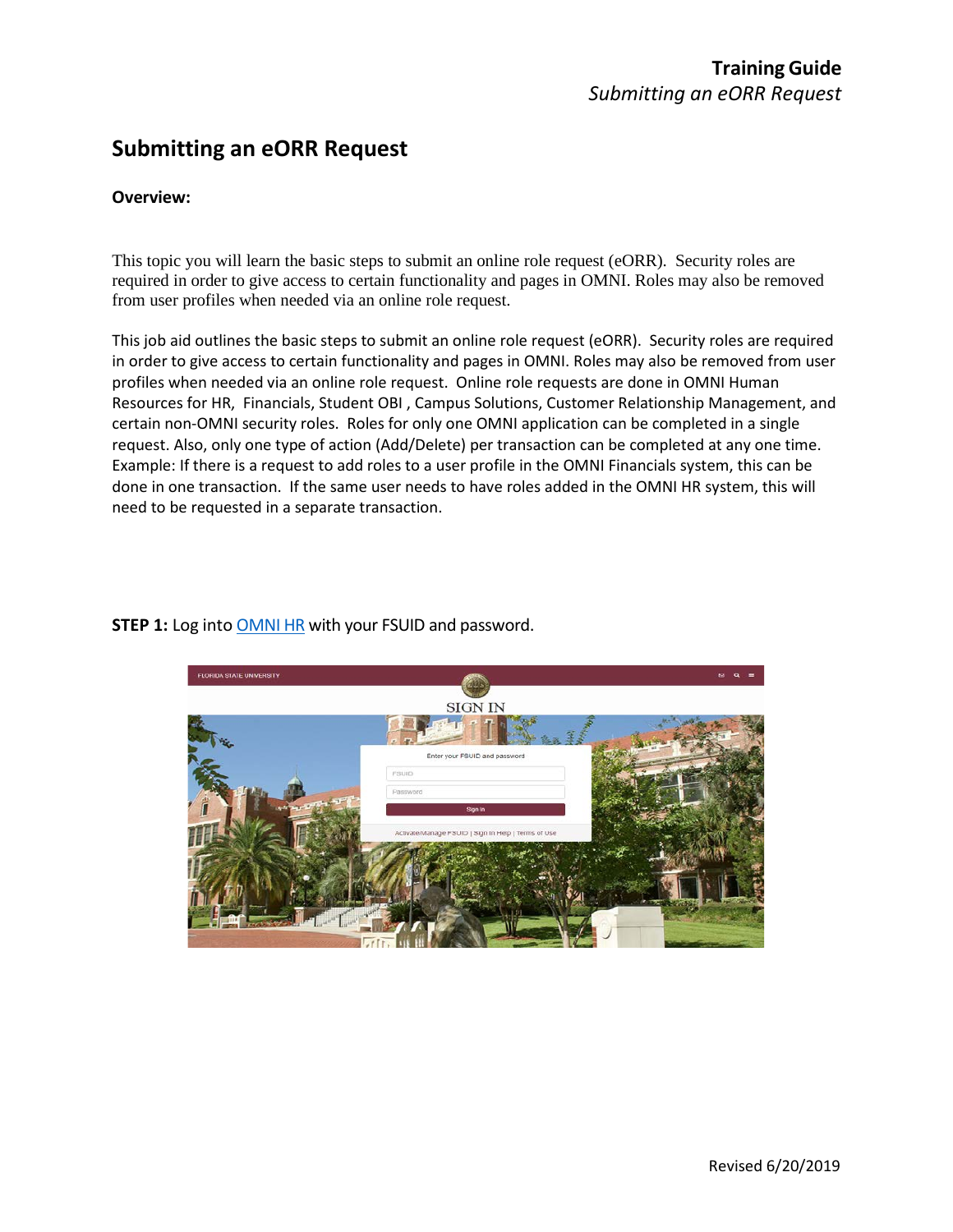# Submitting an eORR Request

**Overview:**

This topic you will learn the basic steps to submit an online role request (eORR). Security roles are required in order to give access to certain functionality and pages in OMNI. Roles may also be removed from user profiles when needed via an online role request.

This job aid outlines the basic steps to submit an online role request (eORR). Security roles are required in order to give access to certain functionality and pages in OMNI. Roles may also be removed from user profiles when needed via an online role request. Online role requests are done in OMNI Human Resources for HR, Financials, Student OBI , Campus Solutions, Customer Relationship Management, and certain non-OMNI security roles. Roles for only one OMNI application can be completed in a single request. Also, only one type of action (Add/Delete) per transaction can be completed at any one time. Example: If there is a request to add roles to a user profile in the OMNI Financials system, this can be done in one transaction. If the same user needs to have roles added in the OMNI HR system, this will need to be requested in a separate transaction.

**STEP 1:** Log into [OMNI HR]() with your FSUID and password.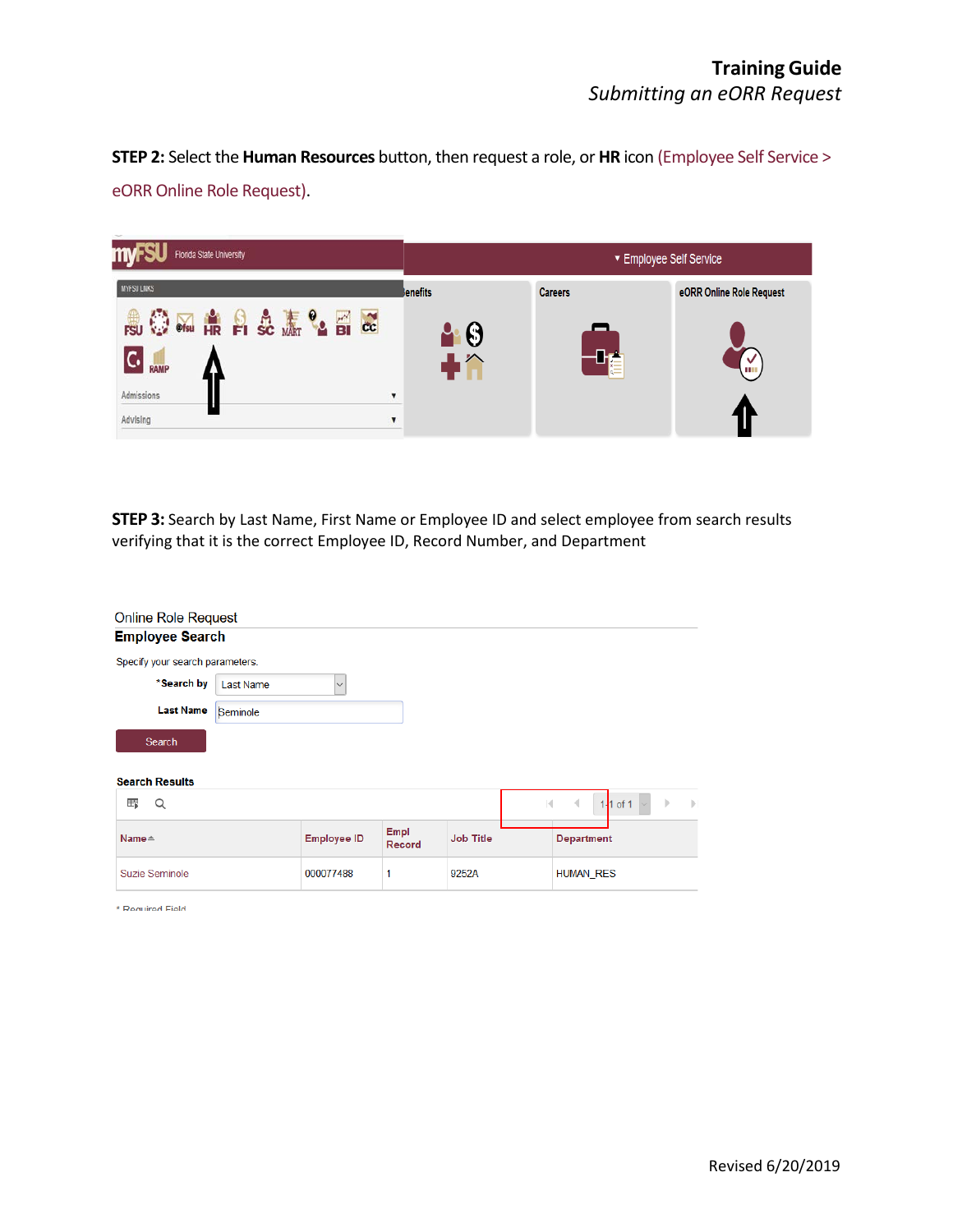**STEP 2:** Select the **Human Resources** button, then request a role, or **HR** icon (Employee Self Service > eORR Online Role Request).

**STEP 3:** Search by Last Name, First Name or Employee ID and select employee from search results verifying that it is the correct Employee ID, Record Number, and Department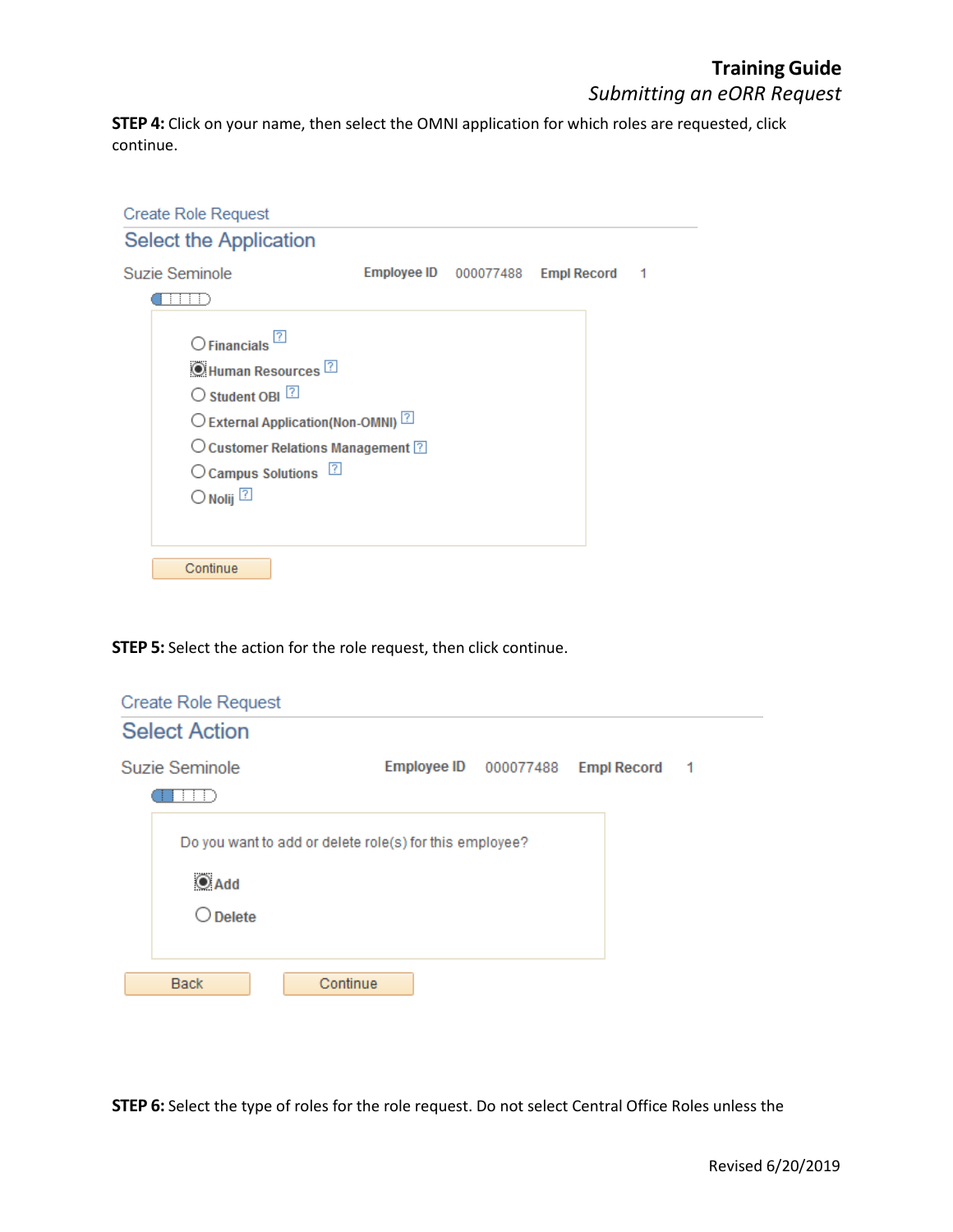**STEP 4:** Click on your name, then select the OMNI application for which roles are requested, click continue.

Create Role Request

Select the Application

Suzie Seminole | Employee ID 000077488 | Empl Record 1

- Financials
- Human Resources (selected)
- Student OBI
- External Application(Non-OMNI)
- Customer Relations Management
- Campus Solutions
- Nolij

Continue

**STEP 5:** Select the action for the role request, then click continue.

Create Role Request

Select Action

Suzie Seminole | Employee ID 000077488 | Empl Record 1

Do you want to add or delete role(s) for this employee?

- Add (selected)
- Delete

Back | Continue

**STEP 6:** Select the type of roles for the role request. Do not select Central Office Roles unless the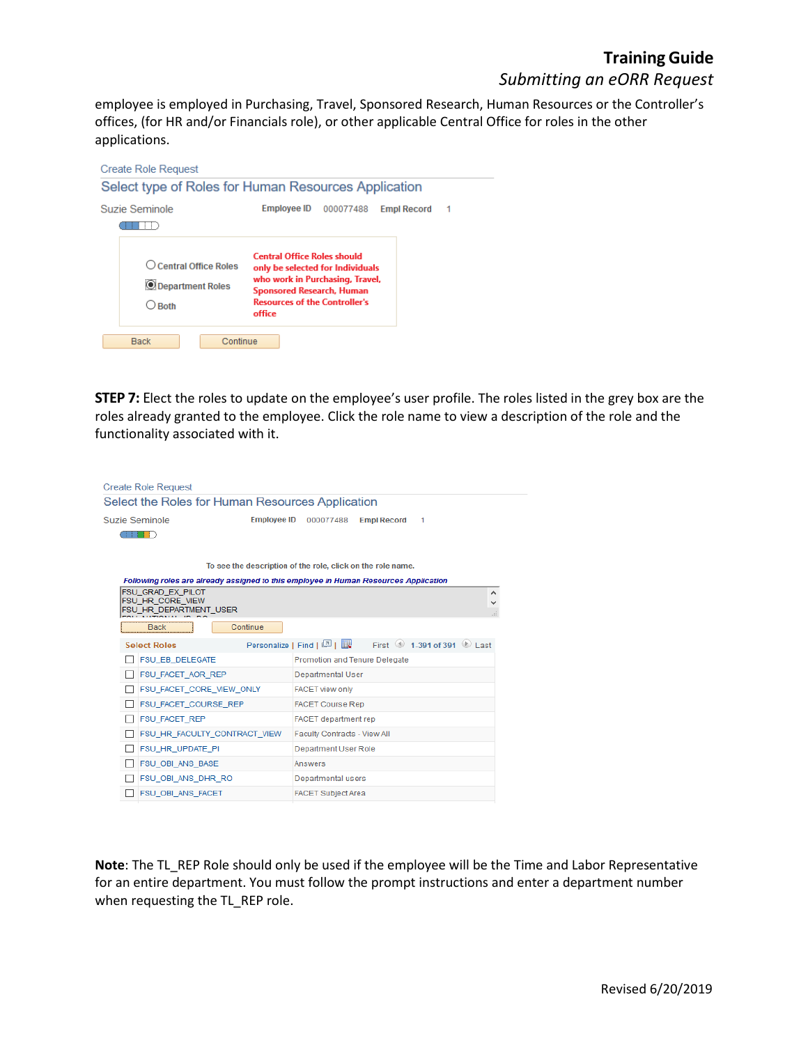employee is employed in Purchasing, Travel, Sponsored Research, Human Resources or the Controller's offices, (for HR and/or Financials role), or other applicable Central Office for roles in the other applications.

Create Role Request

Select type of Roles for Human Resources Application

Suzie Seminole    **Employee ID** 000077488 **Empl Record** 1

- ○ Central Office Roles
- ◉ Department Roles
- ○ Both

Central Office Roles should only be selected for Individuals who work in Purchasing, Travel, Sponsored Research, Human Resources of the Controller's office

Back    Continue

**STEP 7:** Elect the roles to update on the employee's user profile. The roles listed in the grey box are the roles already granted to the employee. Click the role name to view a description of the role and the functionality associated with it.

Create Role Request

Select the Roles for Human Resources Application

Suzie Seminole    **Employee ID** 000077488 **Empl Record** 1

To see the description of the role, click on the role name.

*Following roles are already assigned to this employee in Human Resources Application*

FSU_GRAD_EX_PILOT
FSU_HR_CORE_VIEW
FSU_HR_DEPARTMENT_USER

Back    Continue

| Select Roles | Personalize \| Find \| First 1-391 of 391 Last |
|---|---|
| ☐ FSU_EB_DELEGATE | Promotion and Tenure Delegate |
| ☐ FSU_FACET_AOR_REP | Departmental User |
| ☐ FSU_FACET_CORE_VIEW_ONLY | FACET view only |
| ☐ FSU_FACET_COURSE_REP | FACET Course Rep |
| ☐ FSU_FACET_REP | FACET department rep |
| ☐ FSU_HR_FACULTY_CONTRACT_VIEW | Faculty Contracts - View All |
| ☐ FSU_HR_UPDATE_PI | Department User Role |
| ☐ FSU_OBI_ANS_BASE | Answers |
| ☐ FSU_OBI_ANS_DHR_RO | Departmental users |
| ☐ FSU_OBI_ANS_FACET | FACET Subject Area |

**Note**: The TL_REP Role should only be used if the employee will be the Time and Labor Representative for an entire department. You must follow the prompt instructions and enter a department number when requesting the TL_REP role.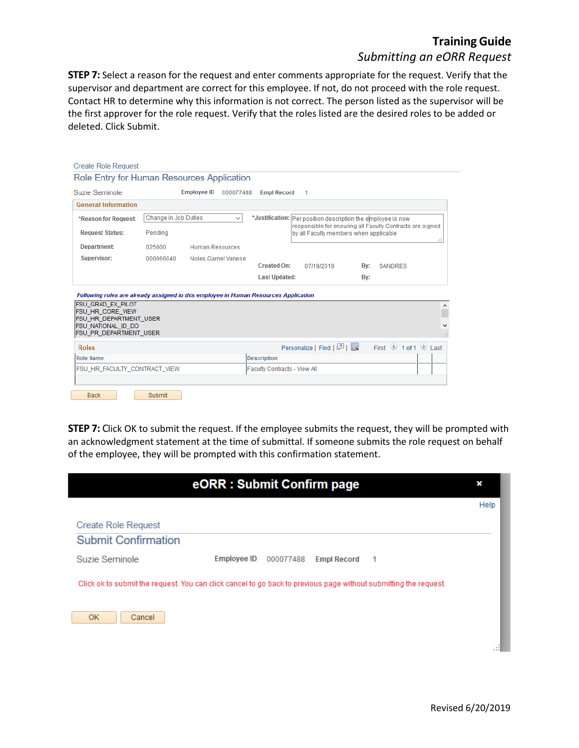**STEP 7:** Select a reason for the request and enter comments appropriate for the request. Verify that the supervisor and department are correct for this employee. If not, do not proceed with the role request. Contact HR to determine why this information is not correct. The person listed as the supervisor will be the first approver for the role request. Verify that the roles listed are the desired roles to be added or deleted. Click Submit.

Create Role Request

Role Entry for Human Resources Application

Suzie Seminole    Employee ID 000077488    Empl Record 1

**General Information**

*Reason for Request: Change in Job Duties

*Justification: Per position description the employee is now responsible for ensuring all Faculty Contracts are signed by all Faculty members when applicable

Request Status: Pending

Department: 025000 Human Resources

Supervisor: 000066040 Noles,Garnet Vanese

Created On: 07/19/2019 By: SANDRES

Last Updated: By:

*Following roles are already assigned to this employee in Human Resources Application*

FSU_GRAD_EX_PILOT
FSU_HR_CORE_VIEW
FSU_HR_DEPARTMENT_USER
FSU_NATIONAL_ID_DO
FSU_PR_DEPARTMENT_USER

Roles    Personalize | Find |    First 1 of 1 Last

| Role Name | Description |
|---|---|
| FSU_HR_FACULTY_CONTRACT_VIEW | Faculty Contracts - View All |

Back    Submit

**STEP 7:** Click OK to submit the request. If the employee submits the request, they will be prompted with an acknowledgment statement at the time of submittal. If someone submits the role request on behalf of the employee, they will be prompted with this confirmation statement.

**eORR : Submit Confirm page**

Help

Create Role Request

Submit Confirmation

Suzie Seminole    Employee ID 000077488    Empl Record 1

Click ok to submit the request. You can click cancel to go back to previous page without submitting the request.

OK    Cancel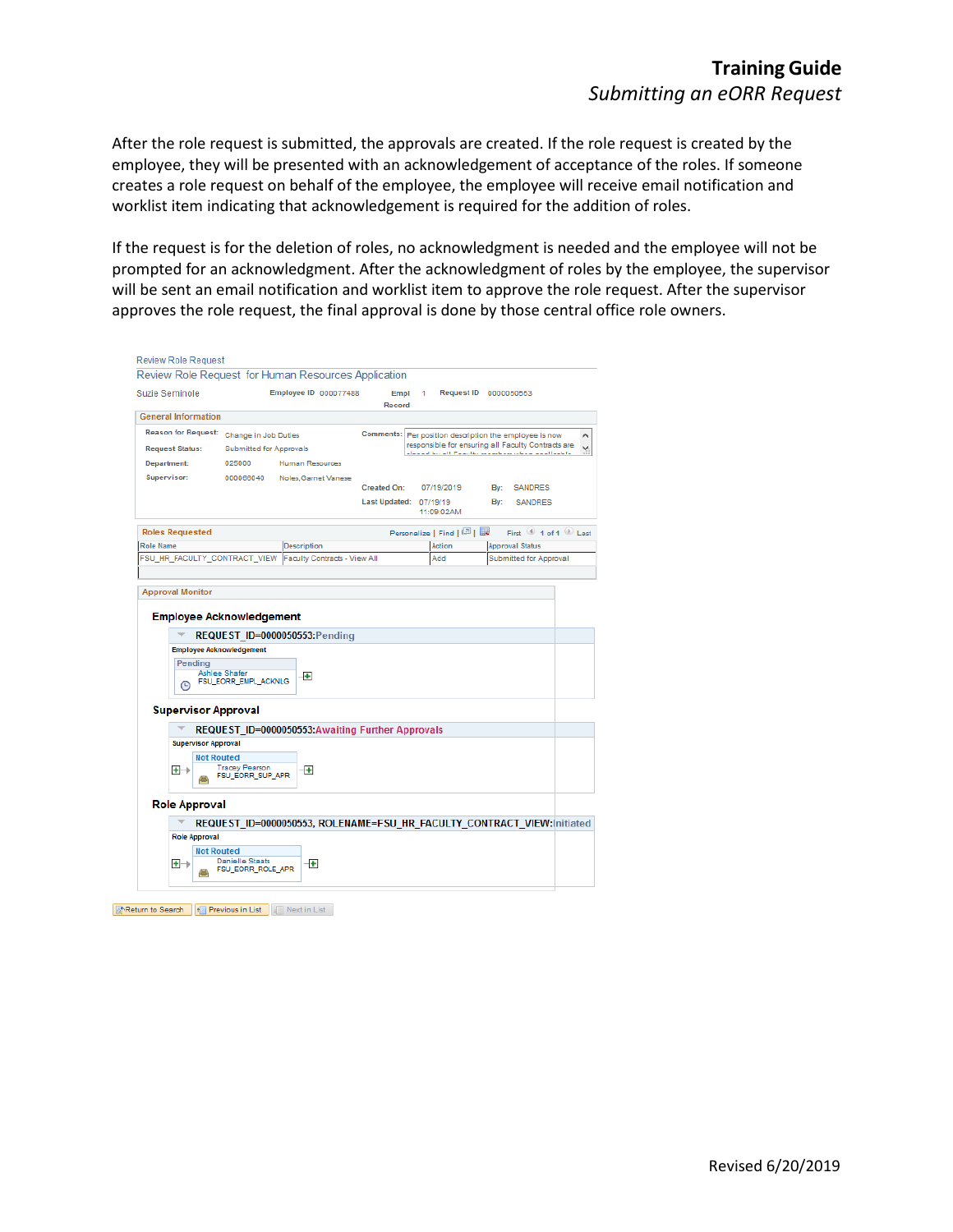After the role request is submitted, the approvals are created. If the role request is created by the employee, they will be presented with an acknowledgement of acceptance of the roles. If someone creates a role request on behalf of the employee, the employee will receive email notification and worklist item indicating that acknowledgement is required for the addition of roles.

If the request is for the deletion of roles, no acknowledgment is needed and the employee will not be prompted for an acknowledgment. After the acknowledgment of roles by the employee, the supervisor will be sent an email notification and worklist item to approve the role request. After the supervisor approves the role request, the final approval is done by those central office role owners.

Review Role Request

Review Role Request for Human Resources Application

Suzie Seminole    Employee ID 000077488    Empl Record 1    Request ID 0000050553

**General Information**

Reason for Request: Change in Job Duties

Request Status: Submitted for Approvals

Department: 025000    Human Resources

Supervisor: 000068040    Noles,Garnet Vanese

Comments: Per position description the employee is now responsible for ensuring all Faculty Contracts are signed by all Faculty members when applicable

Created On: 07/19/2019    By: SANDRES

Last Updated: 07/19/19 11:09:02AM    By: SANDRES

**Roles Requested**

| Role Name | Description | Action | Approval Status |
|---|---|---|---|
| FSU_HR_FACULTY_CONTRACT_VIEW | Faculty Contracts - View All | Add | Submitted for Approval |

**Approval Monitor**

**Employee Acknowledgement**

REQUEST_ID=0000050553:Pending

Employee Acknowledgement

Pending
Ashlee Shafer
FSU_EORR_EMPL_ACKNLG

**Supervisor Approval**

REQUEST_ID=0000050553:Awaiting Further Approvals

Supervisor Approval

Not Routed
Tracey Pearson
FSU_EORR_SUP_APR

**Role Approval**

REQUEST_ID=0000050553, ROLENAME=FSU_HR_FACULTY_CONTRACT_VIEW:Initiated

Role Approval

Not Routed
Danielle Staats
FSU_EORR_ROLE_APR

Return to Search | Previous in List | Next in List